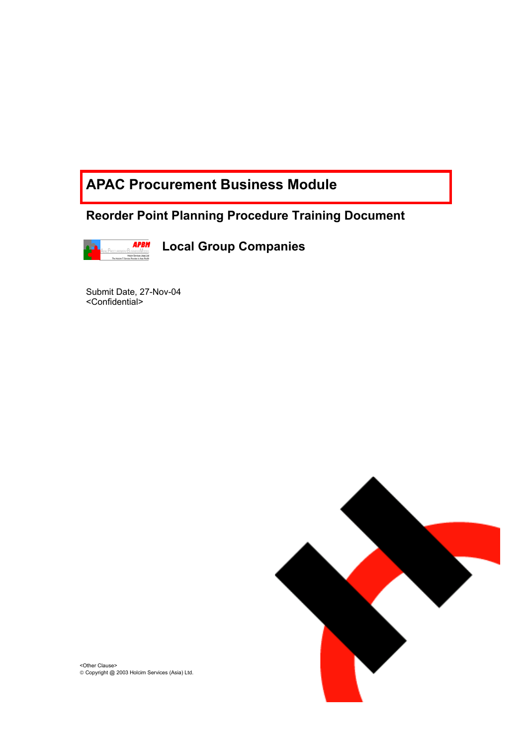# APAC Procurement Business Module

## Reorder Point Planning Procedure Training Document

## Local Group Companies

Submit Date, 27-Nov-04
<Confidential>

<Other Clause>
© Copyright @ 2003 Holcim Services (Asia) Ltd.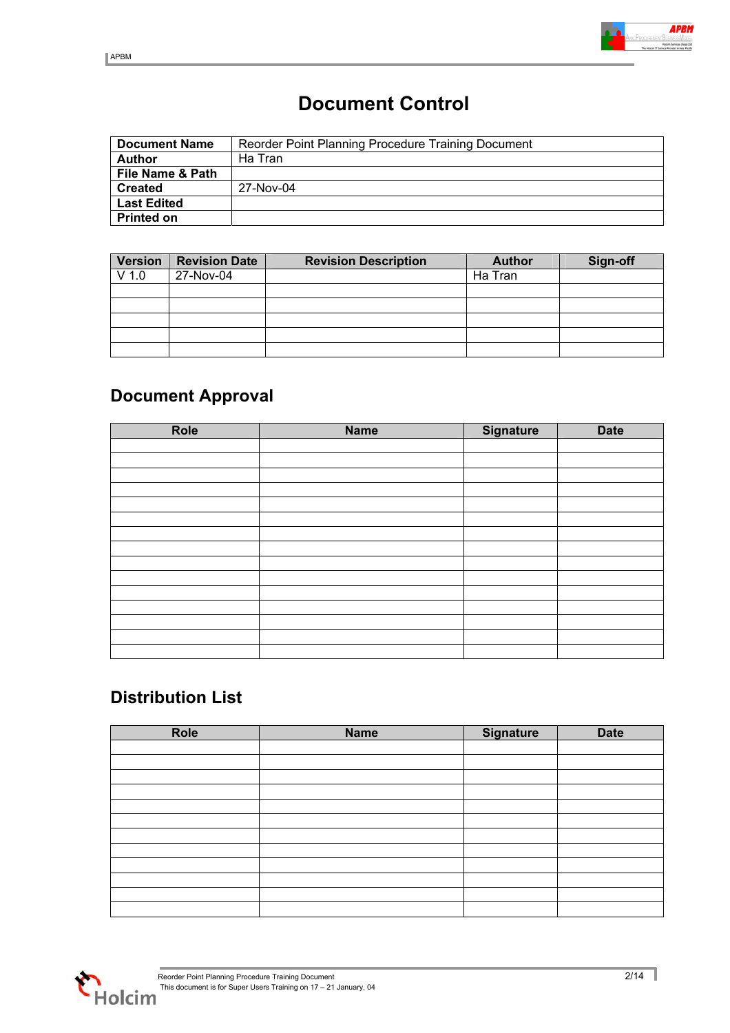# Document Control

| Document Name | Reorder Point Planning Procedure Training Document |
|---|---|
| Author | Ha Tran |
| File Name & Path | |
| Created | 27-Nov-04 |
| Last Edited | |
| Printed on | |

| Version | Revision Date | Revision Description | Author | Sign-off |
|---|---|---|---|---|
| V 1.0 | 27-Nov-04 | | Ha Tran | |
| | | | | |
| | | | | |
| | | | | |
| | | | | |
| | | | | |

## Document Approval

| Role | Name | Signature | Date |
|---|---|---|---|
| | | | |
| | | | |
| | | | |
| | | | |
| | | | |
| | | | |
| | | | |
| | | | |
| | | | |
| | | | |
| | | | |
| | | | |
| | | | |
| | | | |
| | | | |

## Distribution List

| Role | Name | Signature | Date |
|---|---|---|---|
| | | | |
| | | | |
| | | | |
| | | | |
| | | | |
| | | | |
| | | | |
| | | | |
| | | | |
| | | | |
| | | | |
| | | | |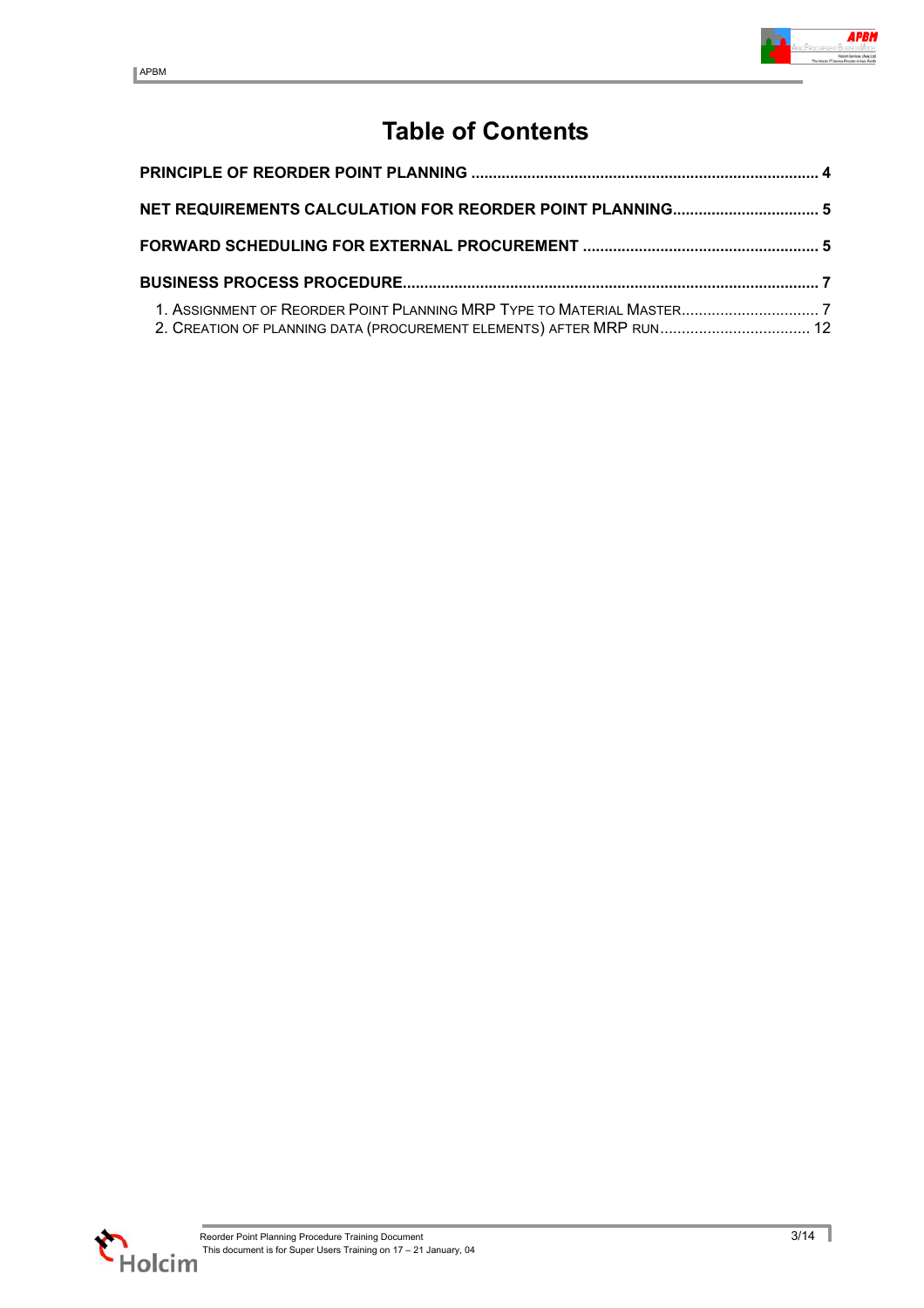# Table of Contents

**PRINCIPLE OF REORDER POINT PLANNING ................................................................................ 4**

**NET REQUIREMENTS CALCULATION FOR REORDER POINT PLANNING................................. 5**

**FORWARD SCHEDULING FOR EXTERNAL PROCUREMENT ...................................................... 5**

**BUSINESS PROCESS PROCEDURE................................................................................................ 7**

1. ASSIGNMENT OF REORDER POINT PLANNING MRP TYPE TO MATERIAL MASTER................................ 7
2. CREATION OF PLANNING DATA (PROCUREMENT ELEMENTS) AFTER MRP RUN.................................. 12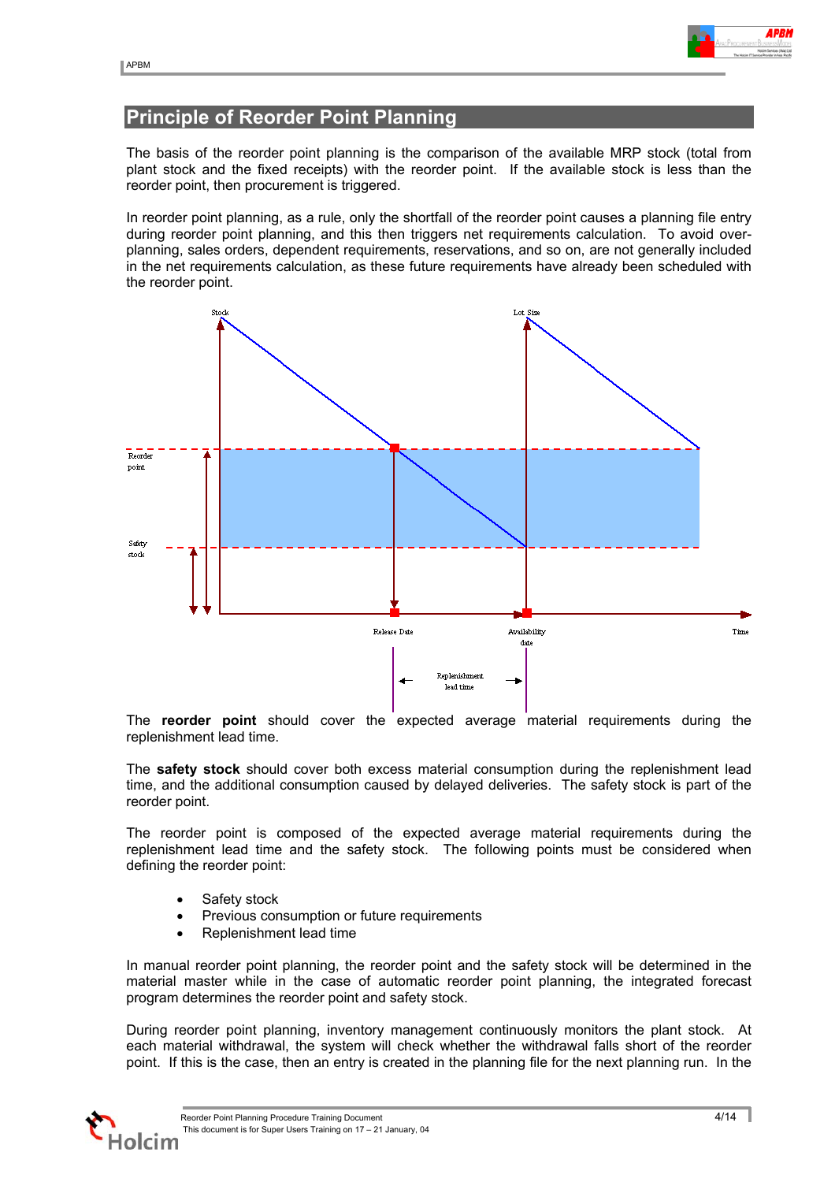## Principle of Reorder Point Planning

The basis of the reorder point planning is the comparison of the available MRP stock (total from plant stock and the fixed receipts) with the reorder point. If the available stock is less than the reorder point, then procurement is triggered.

In reorder point planning, as a rule, only the shortfall of the reorder point causes a planning file entry during reorder point planning, and this then triggers net requirements calculation. To avoid over-planning, sales orders, dependent requirements, reservations, and so on, are not generally included in the net requirements calculation, as these future requirements have already been scheduled with the reorder point.

Stock

Lot Size

Reorder point

Safety stock

Release Date

Availability date

Time

Replenishment lead time

The **reorder point** should cover the expected average material requirements during the replenishment lead time.

The **safety stock** should cover both excess material consumption during the replenishment lead time, and the additional consumption caused by delayed deliveries. The safety stock is part of the reorder point.

The reorder point is composed of the expected average material requirements during the replenishment lead time and the safety stock. The following points must be considered when defining the reorder point:

- Safety stock
- Previous consumption or future requirements
- Replenishment lead time

In manual reorder point planning, the reorder point and the safety stock will be determined in the material master while in the case of automatic reorder point planning, the integrated forecast program determines the reorder point and safety stock.

During reorder point planning, inventory management continuously monitors the plant stock. At each material withdrawal, the system will check whether the withdrawal falls short of the reorder point. If this is the case, then an entry is created in the planning file for the next planning run. In the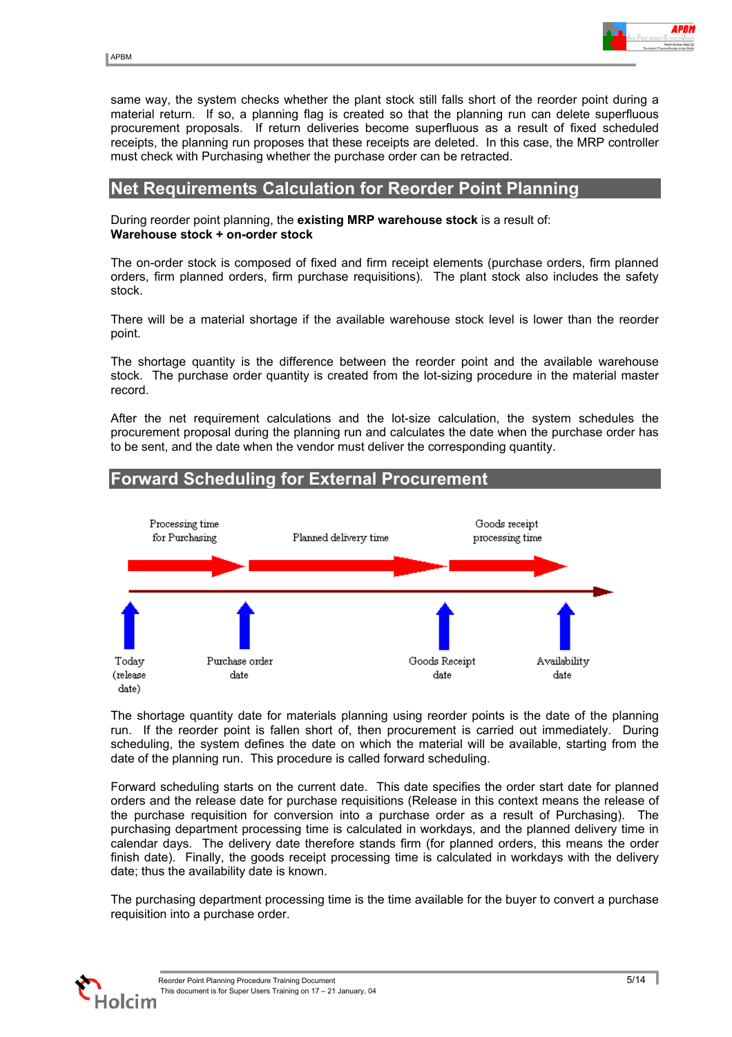same way, the system checks whether the plant stock still falls short of the reorder point during a material return. If so, a planning flag is created so that the planning run can delete superfluous procurement proposals. If return deliveries become superfluous as a result of fixed scheduled receipts, the planning run proposes that these receipts are deleted. In this case, the MRP controller must check with Purchasing whether the purchase order can be retracted.

## Net Requirements Calculation for Reorder Point Planning

During reorder point planning, the **existing MRP warehouse stock** is a result of:
**Warehouse stock + on-order stock**

The on-order stock is composed of fixed and firm receipt elements (purchase orders, firm planned orders, firm planned orders, firm purchase requisitions). The plant stock also includes the safety stock.

There will be a material shortage if the available warehouse stock level is lower than the reorder point.

The shortage quantity is the difference between the reorder point and the available warehouse stock. The purchase order quantity is created from the lot-sizing procedure in the material master record.

After the net requirement calculations and the lot-size calculation, the system schedules the procurement proposal during the planning run and calculates the date when the purchase order has to be sent, and the date when the vendor must deliver the corresponding quantity.

## Forward Scheduling for External Procurement

Processing time for Purchasing → Planned delivery time → Goods receipt processing time

Today (release date) | Purchase order date | Goods Receipt date | Availability date

The shortage quantity date for materials planning using reorder points is the date of the planning run. If the reorder point is fallen short of, then procurement is carried out immediately. During scheduling, the system defines the date on which the material will be available, starting from the date of the planning run. This procedure is called forward scheduling.

Forward scheduling starts on the current date. This date specifies the order start date for planned orders and the release date for purchase requisitions (Release in this context means the release of the purchase requisition for conversion into a purchase order as a result of Purchasing). The purchasing department processing time is calculated in workdays, and the planned delivery time in calendar days. The delivery date therefore stands firm (for planned orders, this means the order finish date). Finally, the goods receipt processing time is calculated in workdays with the delivery date; thus the availability date is known.

The purchasing department processing time is the time available for the buyer to convert a purchase requisition into a purchase order.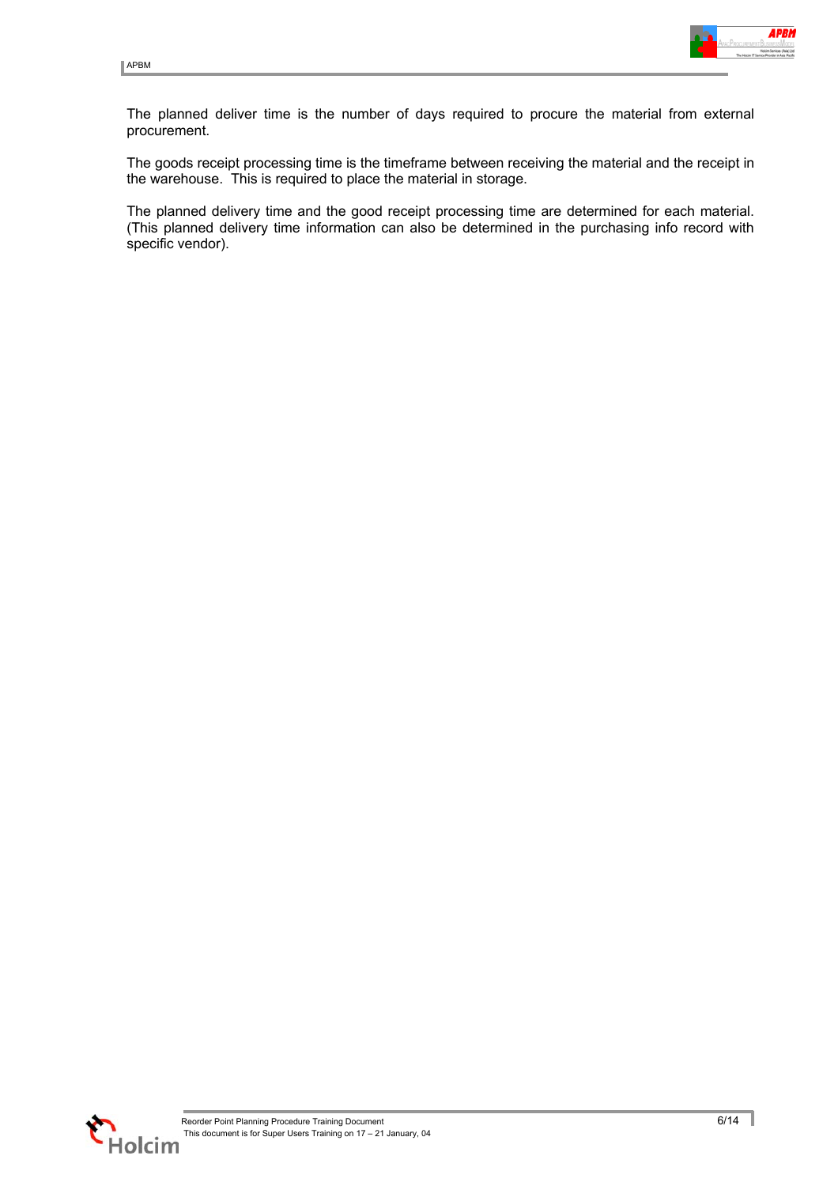The planned deliver time is the number of days required to procure the material from external procurement.

The goods receipt processing time is the timeframe between receiving the material and the receipt in the warehouse. This is required to place the material in storage.

The planned delivery time and the good receipt processing time are determined for each material. (This planned delivery time information can also be determined in the purchasing info record with specific vendor).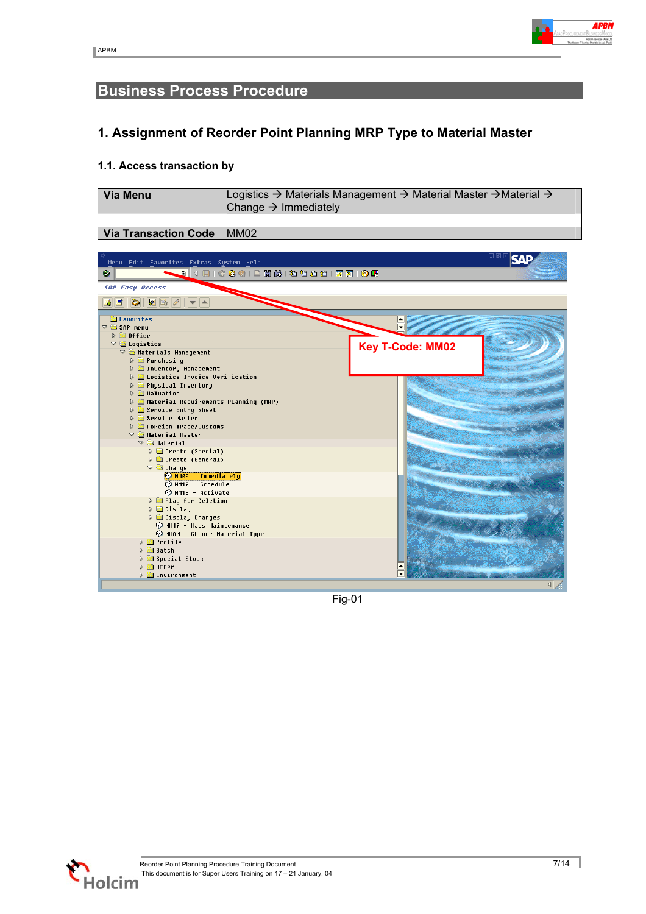## Business Process Procedure

### 1. Assignment of Reorder Point Planning MRP Type to Material Master

#### 1.1. Access transaction by

| Via Menu | Logistics → Materials Management → Material Master →Material → Change → Immediately |
|---|---|
| | |
| Via Transaction Code | MM02 |

Fig-01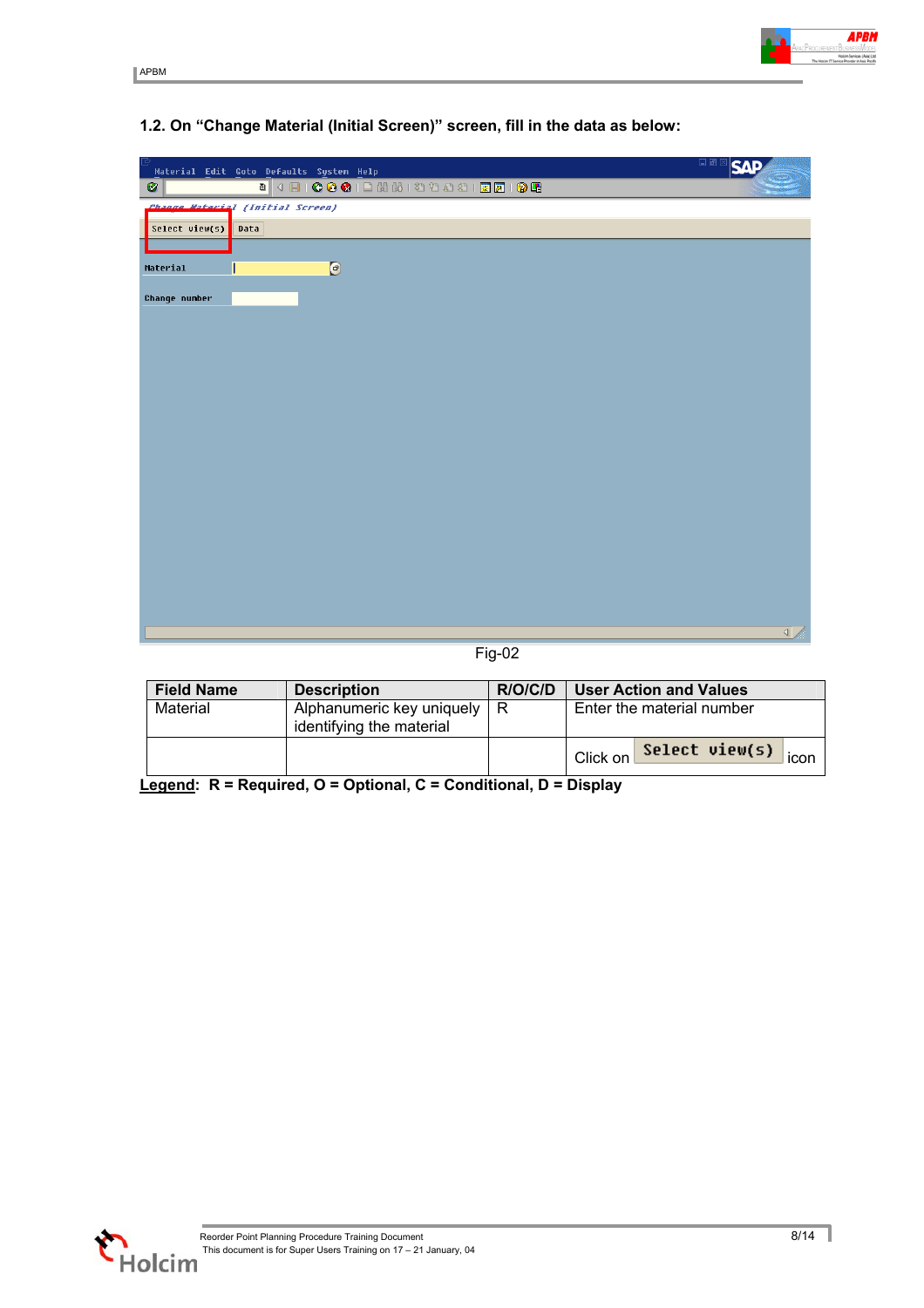## 1.2. On “Change Material (Initial Screen)” screen, fill in the data as below:

Fig-02

| Field Name | Description | R/O/C/D | User Action and Values |
|---|---|---|---|
| Material | Alphanumeric key uniquely identifying the material | R | Enter the material number |
| | | | Click on Select view(s) icon |

**Legend**: **R = Required, O = Optional, C = Conditional, D = Display**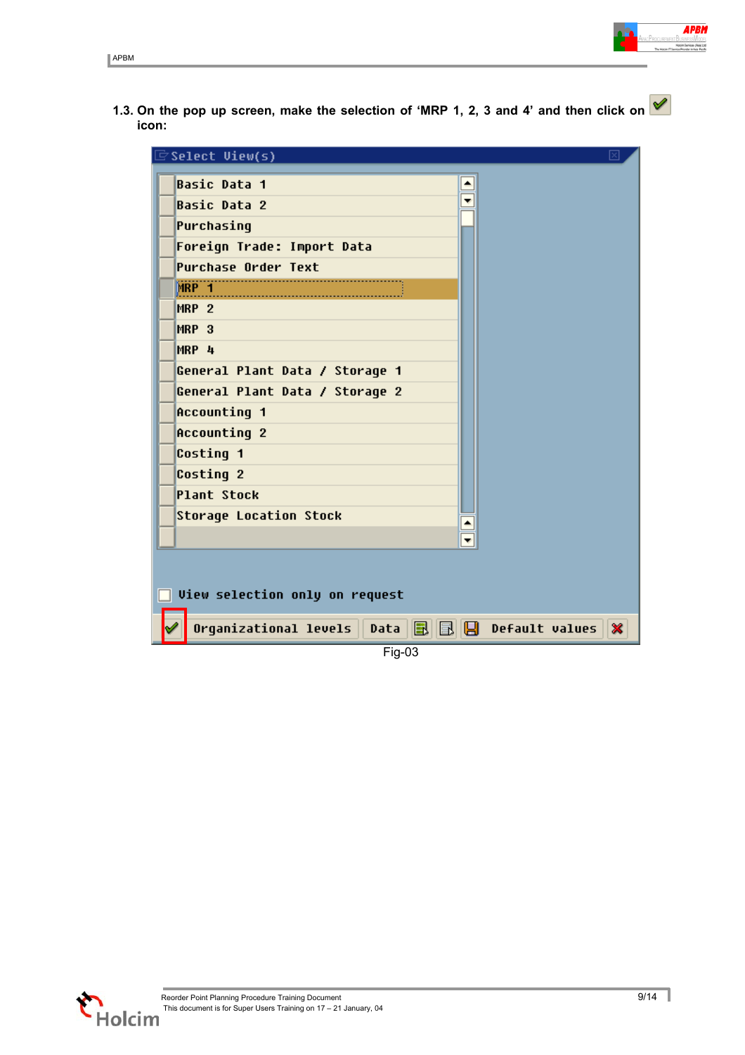1.3. On the pop up screen, make the selection of 'MRP 1, 2, 3 and 4' and then click on icon:

Select View(s)

- Basic Data 1
- Basic Data 2
- Purchasing
- Foreign Trade: Import Data
- Purchase Order Text
- MRP 1
- MRP 2
- MRP 3
- MRP 4
- General Plant Data / Storage 1
- General Plant Data / Storage 2
- Accounting 1
- Accounting 2
- Costing 1
- Costing 2
- Plant Stock
- Storage Location Stock

View selection only on request

Organizational levels | Data | Default values

Fig-03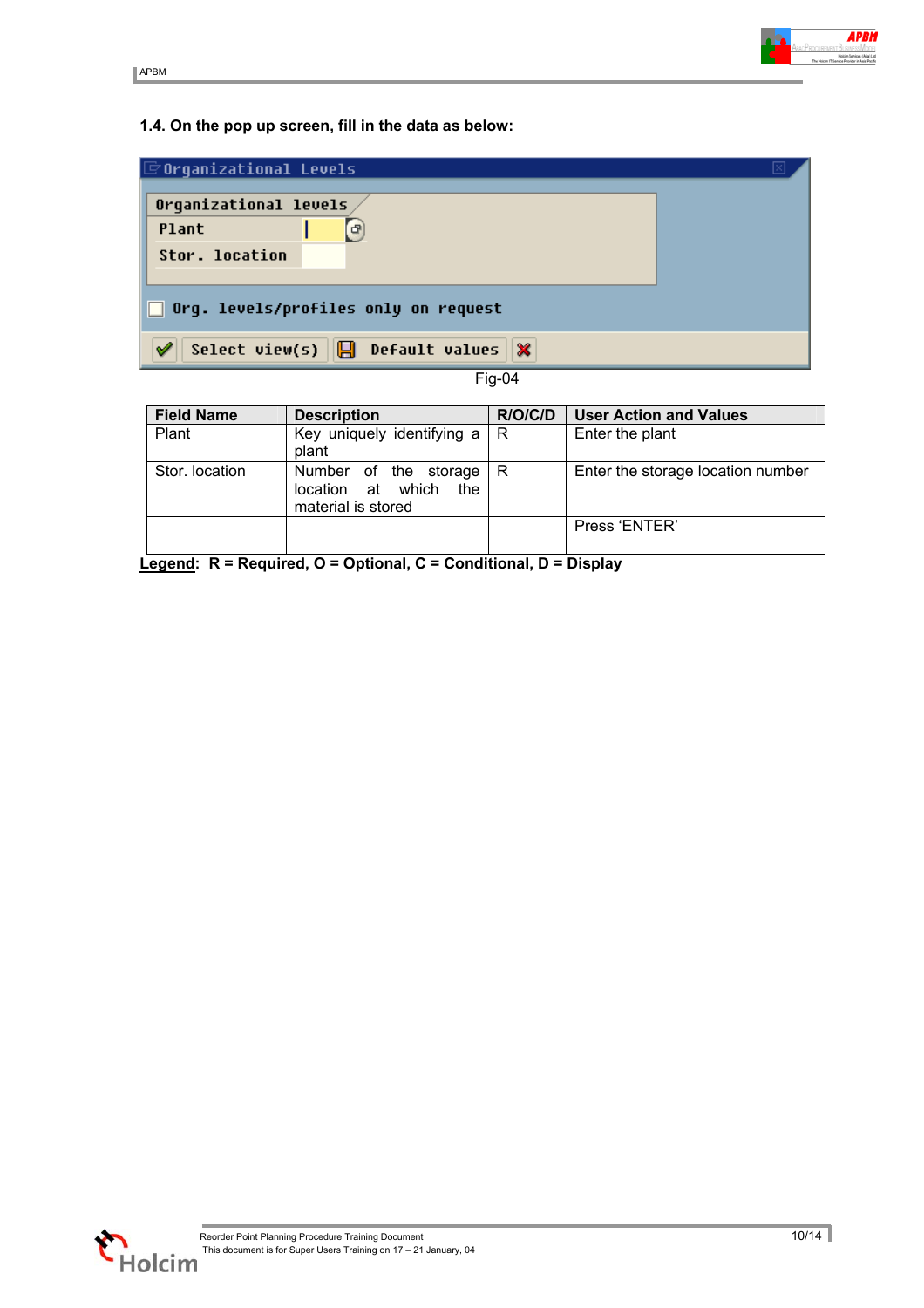**1.4. On the pop up screen, fill in the data as below:**

Fig-04

| Field Name | Description | R/O/C/D | User Action and Values |
|---|---|---|---|
| Plant | Key uniquely identifying a plant | R | Enter the plant |
| Stor. location | Number of the storage location at which the material is stored | R | Enter the storage location number |
| | | | Press 'ENTER' |

**Legend: R = Required, O = Optional, C = Conditional, D = Display**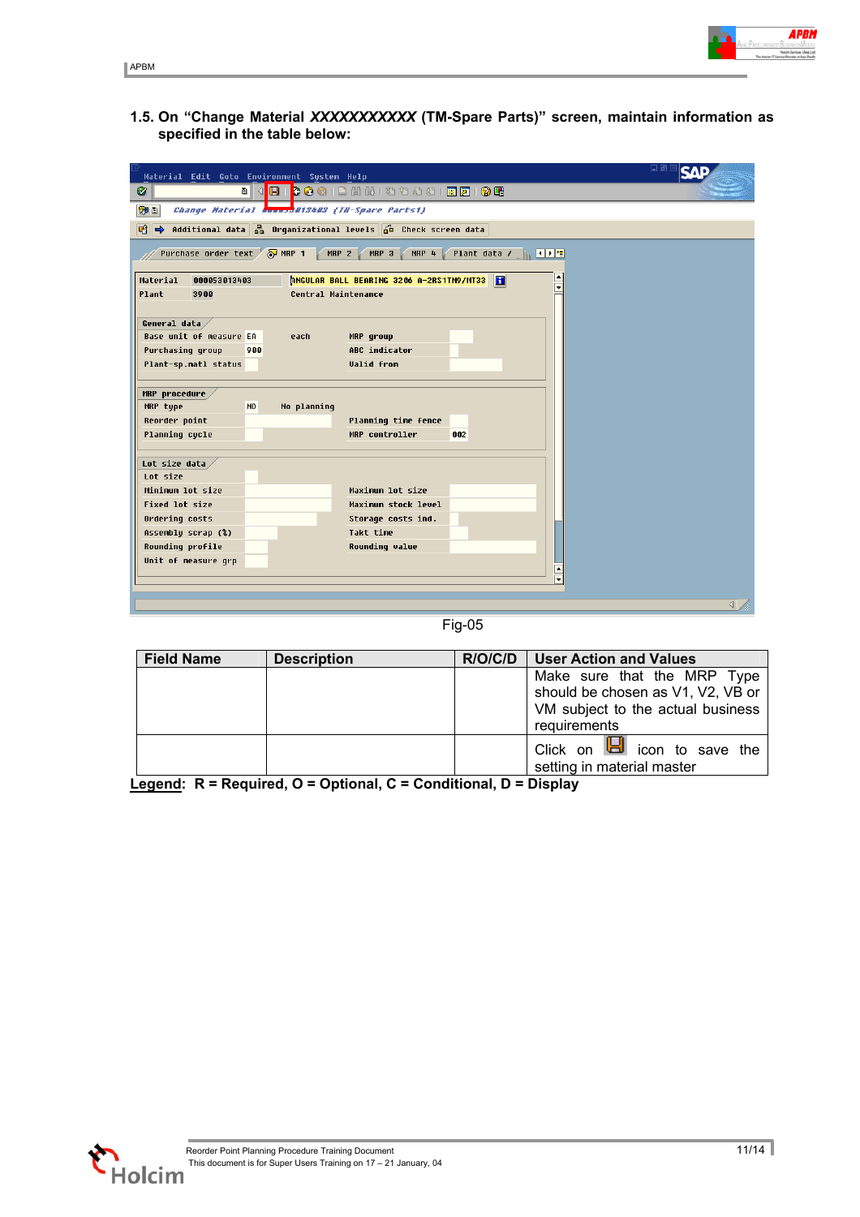**1.5. On “Change Material *XXXXXXXXXXX* (TM-Spare Parts)” screen, maintain information as specified in the table below:**

Fig-05

| Field Name | Description | R/O/C/D | User Action and Values |
|---|---|---|---|
| | | | Make sure that the MRP Type should be chosen as V1, V2, VB or VM subject to the actual business requirements |
| | | | Click on [save icon] icon to save the setting in material master |

**Legend**: **R = Required, O = Optional, C = Conditional, D = Display**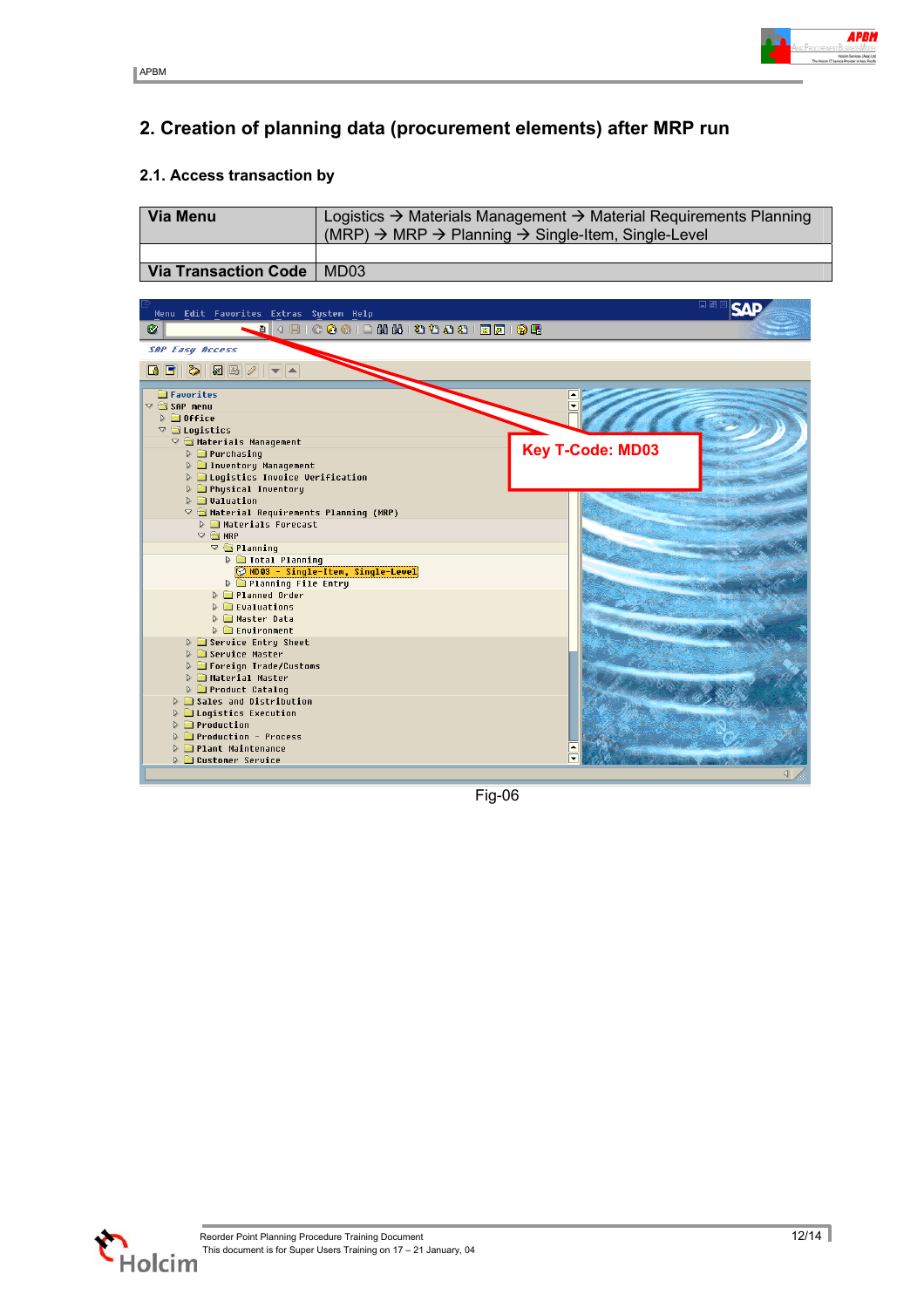## 2. Creation of planning data (procurement elements) after MRP run

### 2.1. Access transaction by

| Via Menu | Logistics → Materials Management → Material Requirements Planning (MRP) → MRP → Planning → Single-Item, Single-Level |
|---|---|
| | |
| **Via Transaction Code** | MD03 |

Fig-06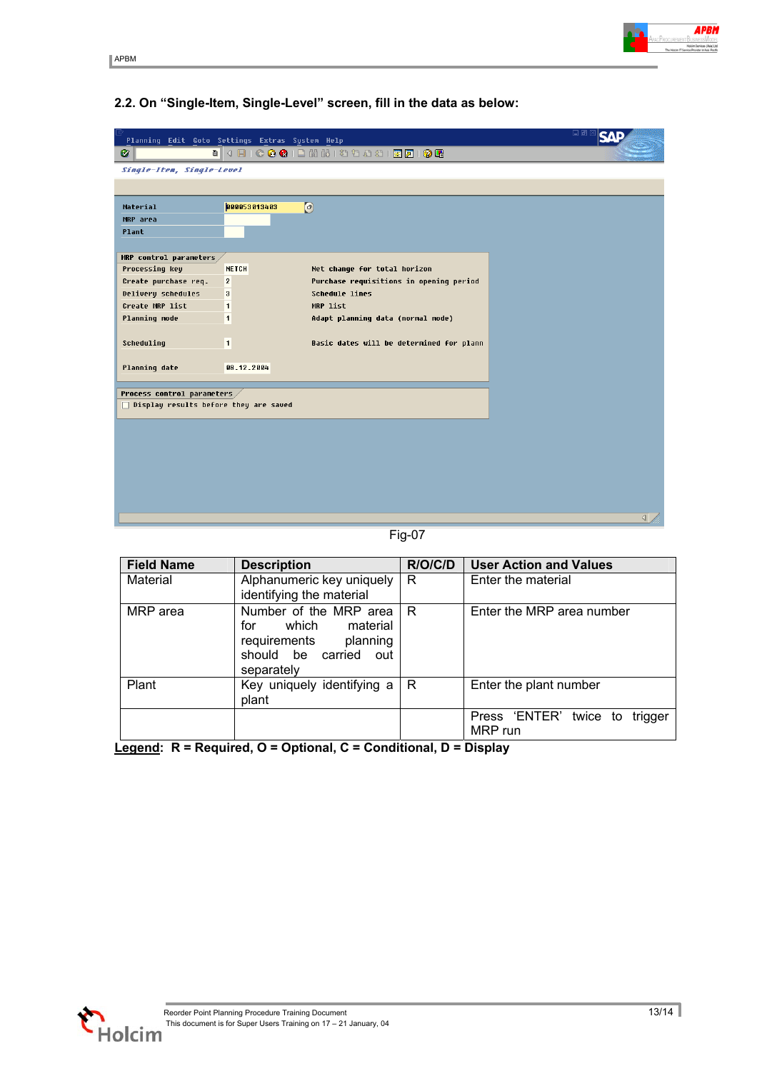### 2.2. On "Single-Item, Single-Level" screen, fill in the data as below:

Fig-07

| Field Name | Description | R/O/C/D | User Action and Values |
|---|---|---|---|
| Material | Alphanumeric key uniquely identifying the material | R | Enter the material |
| MRP area | Number of the MRP area for which material requirements planning should be carried out separately | R | Enter the MRP area number |
| Plant | Key uniquely identifying a plant | R | Enter the plant number |
| | | | Press 'ENTER' twice to trigger MRP run |

**Legend: R = Required, O = Optional, C = Conditional, D = Display**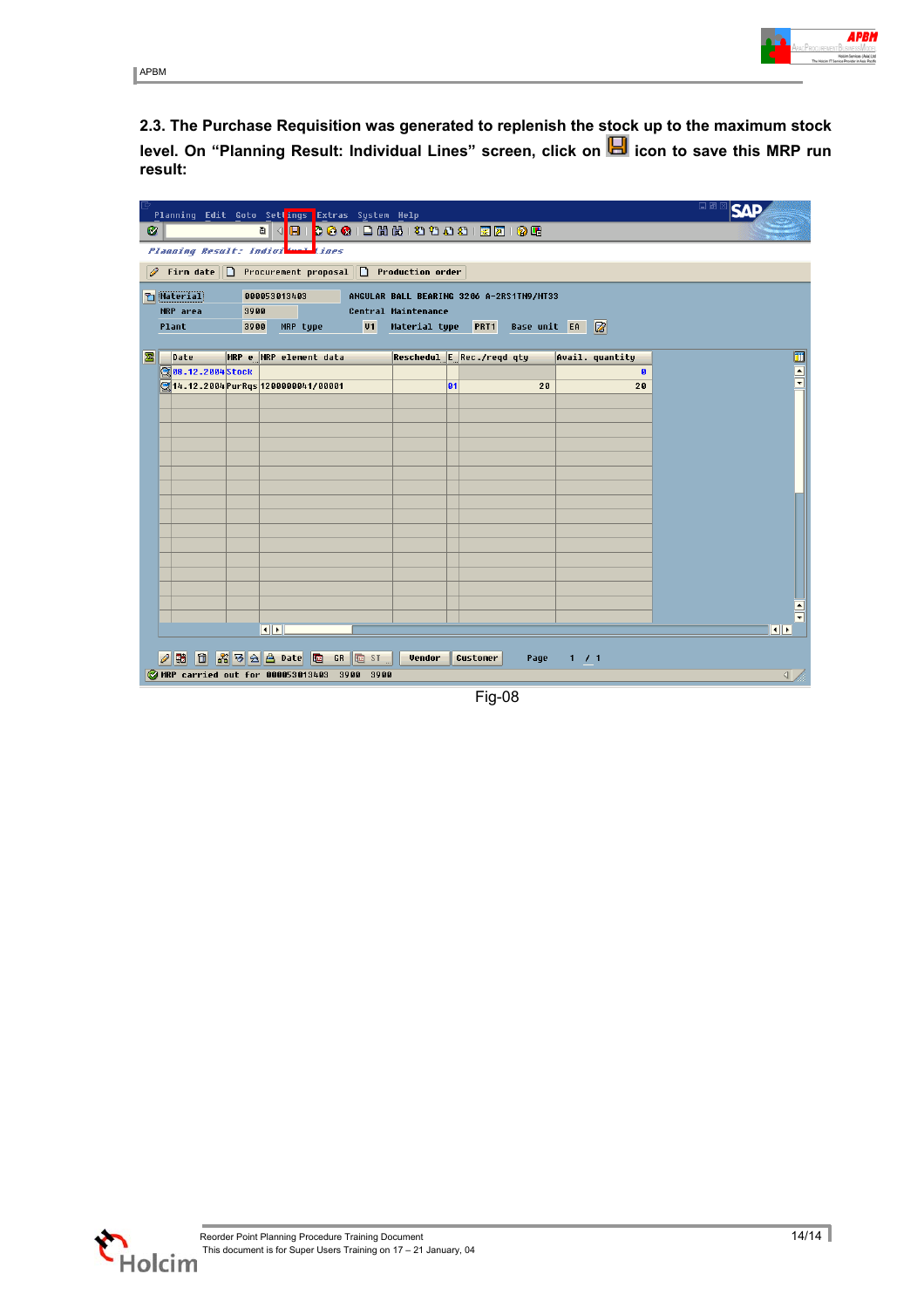**2.3. The Purchase Requisition was generated to replenish the stock up to the maximum stock level. On "Planning Result: Individual Lines" screen, click on icon to save this MRP run result:**

Fig-08